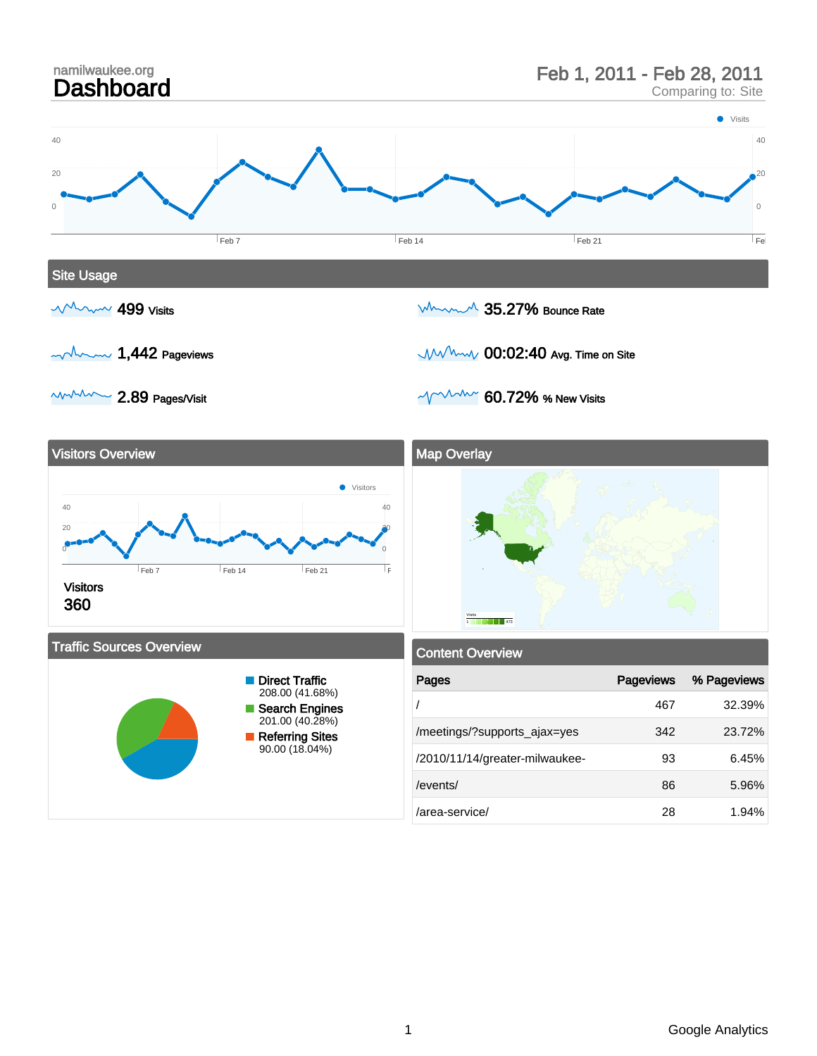namilwaukee.org

# Dashboard

Feb 1, 2011 - Feb 28, 2011
Comparing to: Site

## Site Usage

- **499** Visits
- **1,442** Pageviews
- **2.89** Pages/Visit
- **35.27%** Bounce Rate
- **00:02:40** Avg. Time on Site
- **60.72%** % New Visits

## Visitors Overview

Visitors
**360**

## Map Overlay

## Traffic Sources Overview

- **Direct Traffic** 208.00 (41.68%)
- **Search Engines** 201.00 (40.28%)
- **Referring Sites** 90.00 (18.04%)

## Content Overview

| Pages | Pageviews | % Pageviews |
|---|---|---|
| / | 467 | 32.39% |
| /meetings/?supports_ajax=yes | 342 | 23.72% |
| /2010/11/14/greater-milwaukee- | 93 | 6.45% |
| /events/ | 86 | 5.96% |
| /area-service/ | 28 | 1.94% |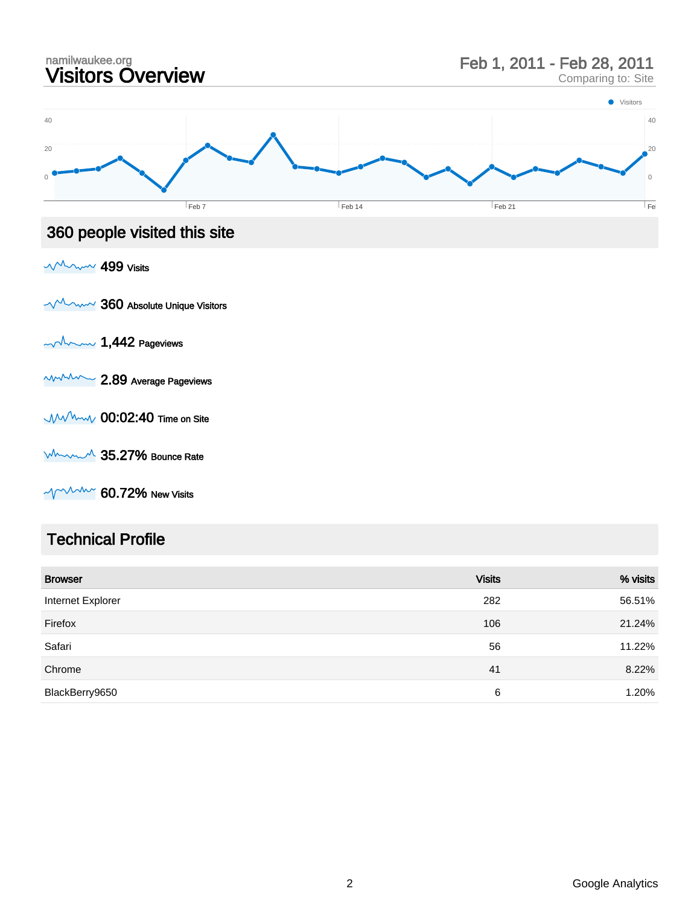namilwaukee.org

# Visitors Overview

Feb 1, 2011 - Feb 28, 2011

Comparing to: Site

## 360 people visited this site

**499** Visits

**360** Absolute Unique Visitors

**1,442** Pageviews

**2.89** Average Pageviews

**00:02:40** Time on Site

**35.27%** Bounce Rate

**60.72%** New Visits

## Technical Profile

| Browser | Visits | % visits |
|---|---|---|
| Internet Explorer | 282 | 56.51% |
| Firefox | 106 | 21.24% |
| Safari | 56 | 11.22% |
| Chrome | 41 | 8.22% |
| BlackBerry9650 | 6 | 1.20% |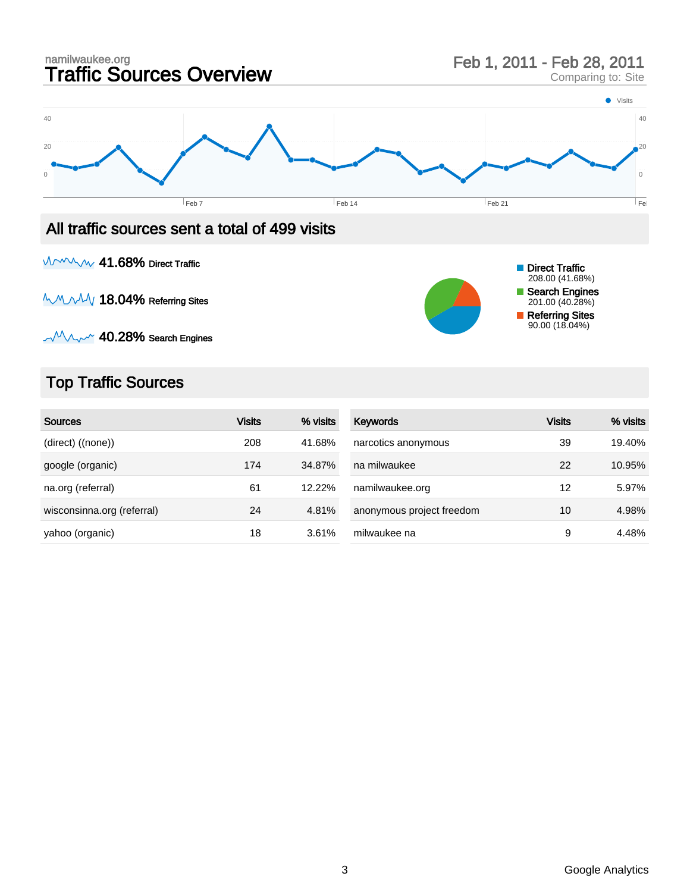namilwaukee.org

# Traffic Sources Overview

Feb 1, 2011 - Feb 28, 2011

Comparing to: Site

## All traffic sources sent a total of 499 visits

**41.68%** Direct Traffic

**18.04%** Referring Sites

**40.28%** Search Engines

- Direct Traffic 208.00 (41.68%)
- Search Engines 201.00 (40.28%)
- Referring Sites 90.00 (18.04%)

## Top Traffic Sources

| Sources | Visits | % visits |
|---|---|---|
| (direct) ((none)) | 208 | 41.68% |
| google (organic) | 174 | 34.87% |
| na.org (referral) | 61 | 12.22% |
| wisconsinna.org (referral) | 24 | 4.81% |
| yahoo (organic) | 18 | 3.61% |

| Keywords | Visits | % visits |
|---|---|---|
| narcotics anonymous | 39 | 19.40% |
| na milwaukee | 22 | 10.95% |
| namilwaukee.org | 12 | 5.97% |
| anonymous project freedom | 10 | 4.98% |
| milwaukee na | 9 | 4.48% |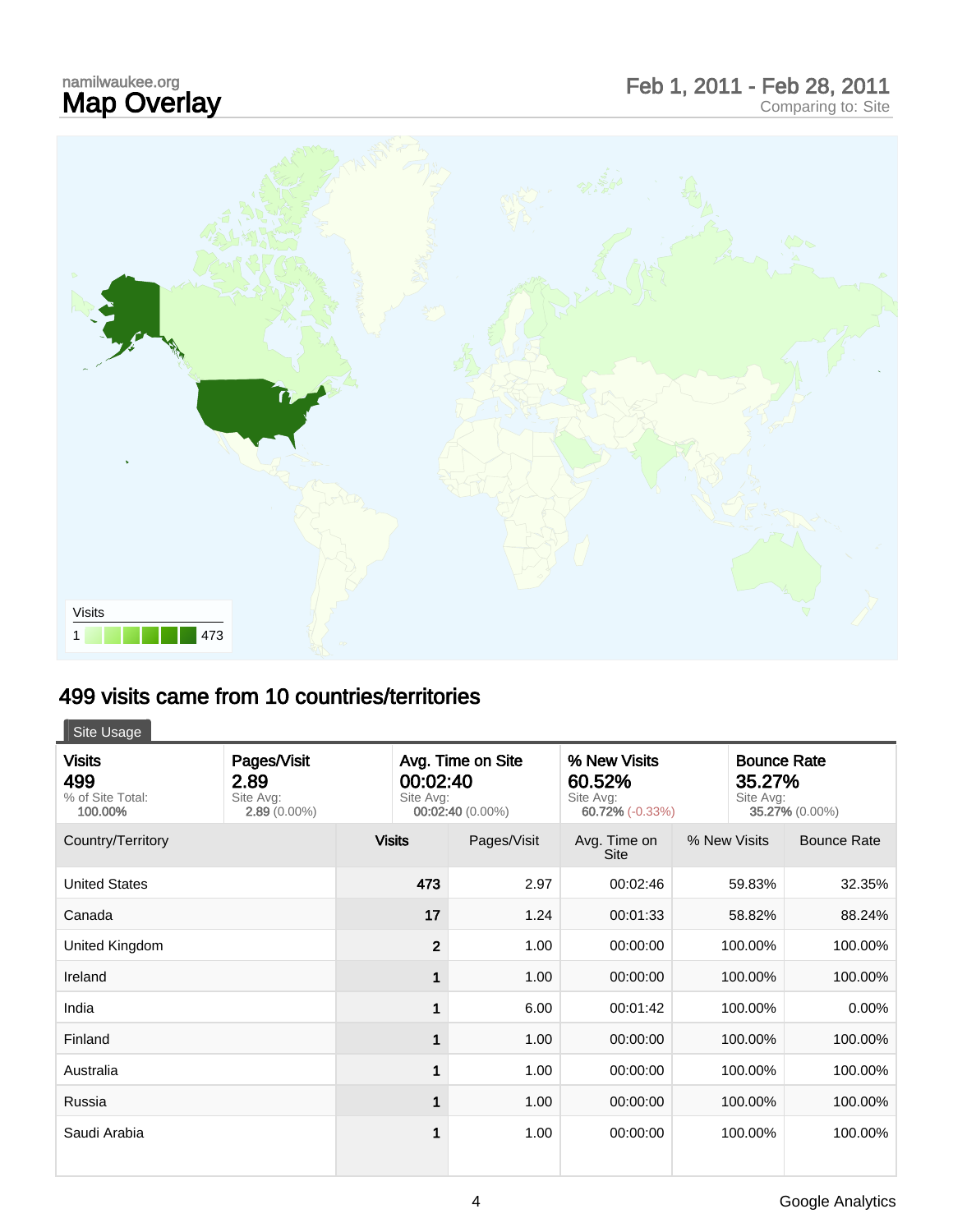namilwaukee.org

# Map Overlay

Feb 1, 2011 - Feb 28, 2011
Comparing to: Site

Visits
1 473

## 499 visits came from 10 countries/territories

Site Usage

| Visits | Pages/Visit | Avg. Time on Site | % New Visits | Bounce Rate |
|---|---|---|---|---|
| 499<br>% of Site Total: **100.00%** | 2.89<br>Site Avg: **2.89** (0.00%) | 00:02:40<br>Site Avg: **00:02:40** (0.00%) | 60.52%<br>Site Avg: **60.72%** (-0.33%) | 35.27%<br>Site Avg: **35.27%** (0.00%) |

| Country/Territory | Visits | Pages/Visit | Avg. Time on Site | % New Visits | Bounce Rate |
|---|---|---|---|---|---|
| United States | 473 | 2.97 | 00:02:46 | 59.83% | 32.35% |
| Canada | 17 | 1.24 | 00:01:33 | 58.82% | 88.24% |
| United Kingdom | 2 | 1.00 | 00:00:00 | 100.00% | 100.00% |
| Ireland | 1 | 1.00 | 00:00:00 | 100.00% | 100.00% |
| India | 1 | 6.00 | 00:01:42 | 100.00% | 0.00% |
| Finland | 1 | 1.00 | 00:00:00 | 100.00% | 100.00% |
| Australia | 1 | 1.00 | 00:00:00 | 100.00% | 100.00% |
| Russia | 1 | 1.00 | 00:00:00 | 100.00% | 100.00% |
| Saudi Arabia | 1 | 1.00 | 00:00:00 | 100.00% | 100.00% |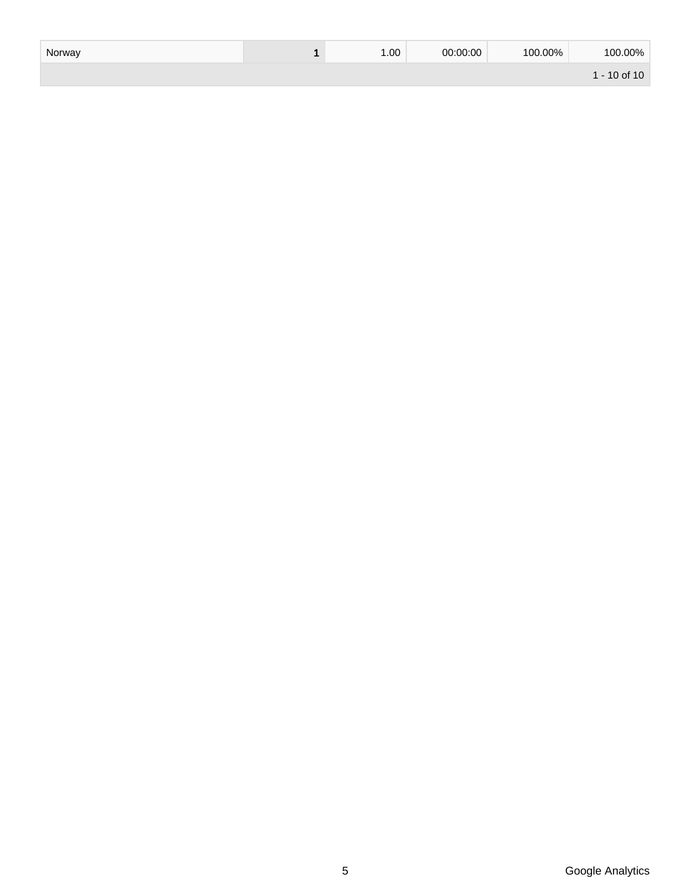| Norway | 1 | 1.00 | 00:00:00 | 100.00% | 100.00% |
| --- | --- | --- | --- | --- | --- |
| | | | | | 1 - 10 of 10 |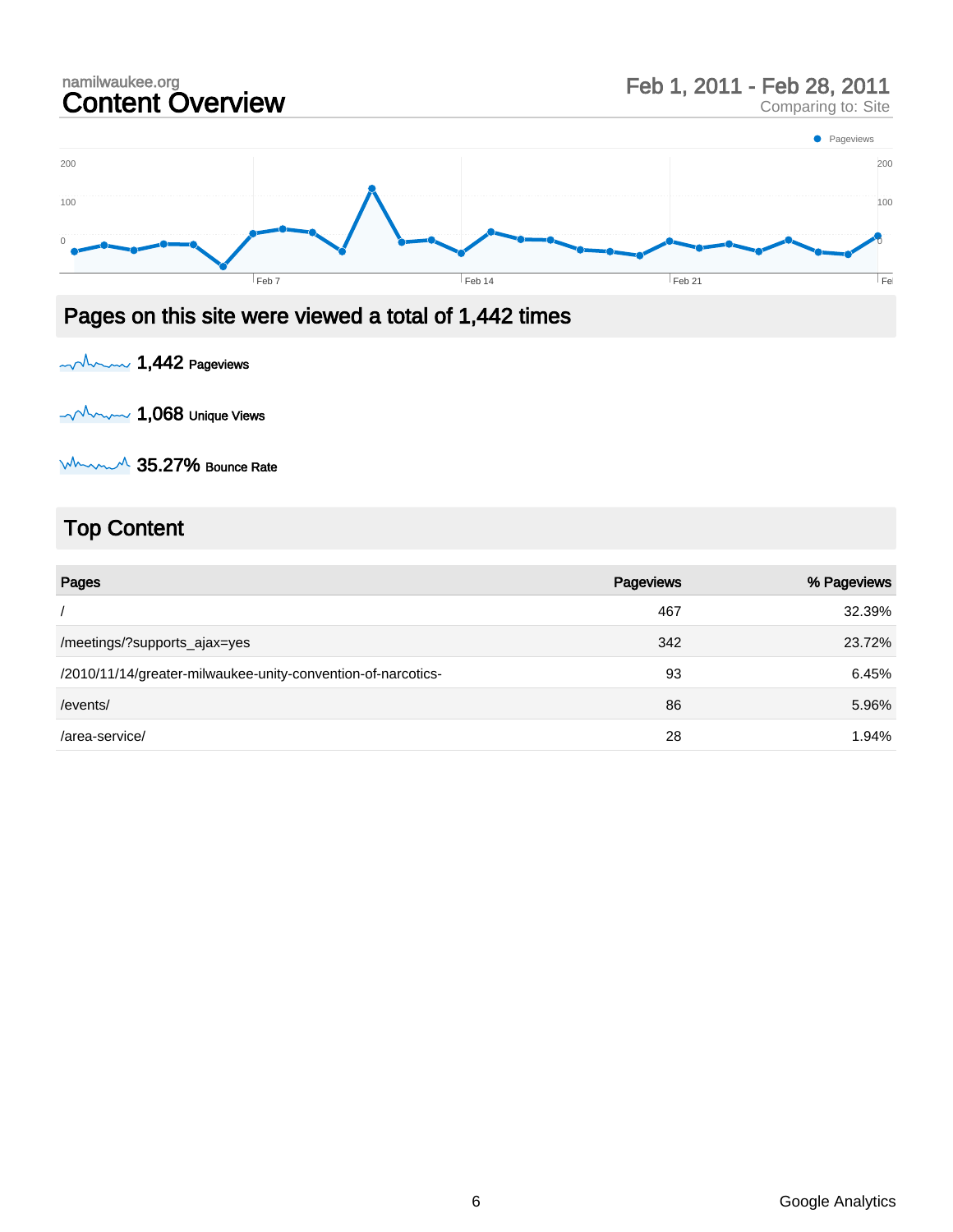namilwaukee.org

# Content Overview

Feb 1, 2011 - Feb 28, 2011
Comparing to: Site

Pageviews

200
100
0
Feb 7
Feb 14
Feb 21

## Pages on this site were viewed a total of 1,442 times

**1,442** Pageviews

**1,068** Unique Views

**35.27%** Bounce Rate

## Top Content

| Pages | Pageviews | % Pageviews |
|---|---|---|
| / | 467 | 32.39% |
| /meetings/?supports_ajax=yes | 342 | 23.72% |
| /2010/11/14/greater-milwaukee-unity-convention-of-narcotics- | 93 | 6.45% |
| /events/ | 86 | 5.96% |
| /area-service/ | 28 | 1.94% |